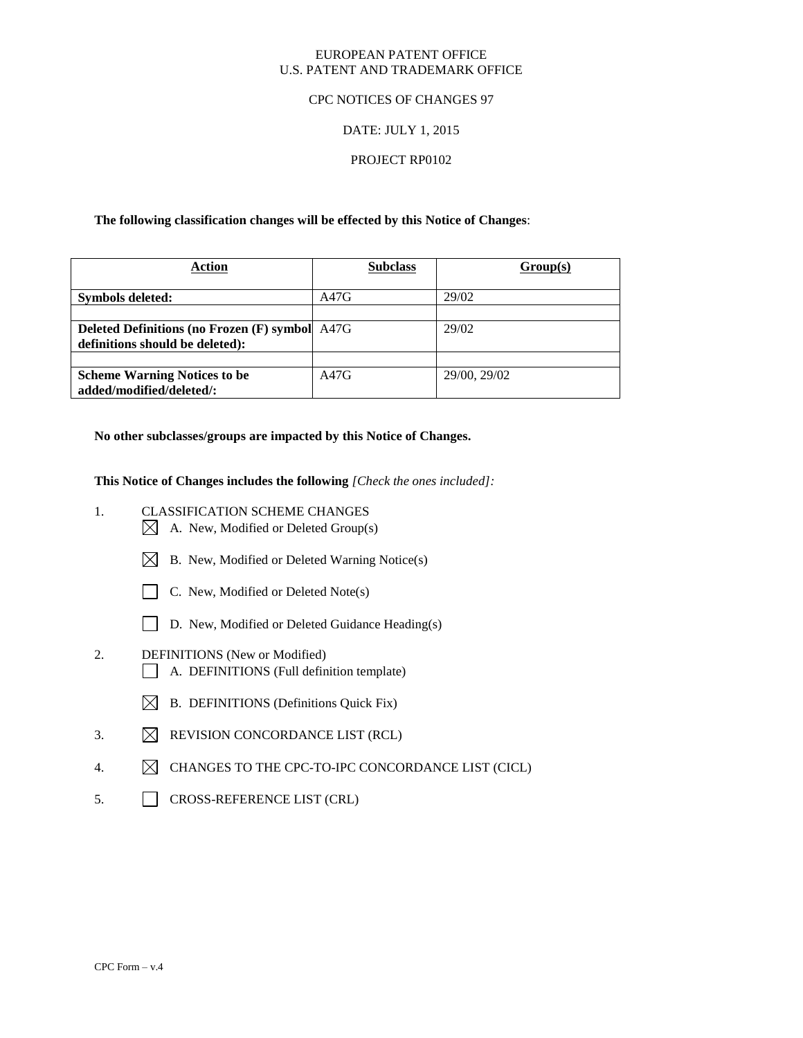EUROPEAN PATENT OFFICE
U.S. PATENT AND TRADEMARK OFFICE

CPC NOTICES OF CHANGES 97

DATE: JULY 1, 2015

PROJECT RP0102

**The following classification changes will be effected by this Notice of Changes**:

| Action | Subclass | Group(s) |
|---|---|---|
| **Symbols deleted:** | A47G | 29/02 |
| | | |
| **Deleted Definitions (no Frozen (F) symbol definitions should be deleted):** | A47G | 29/02 |
| | | |
| **Scheme Warning Notices to be added/modified/deleted/:** | A47G | 29/00, 29/02 |

**No other subclasses/groups are impacted by this Notice of Changes.**

**This Notice of Changes includes the following** *[Check the ones included]:*

1. CLASSIFICATION SCHEME CHANGES
   - ☒ A. New, Modified or Deleted Group(s)
   - ☒ B. New, Modified or Deleted Warning Notice(s)
   - ☐ C. New, Modified or Deleted Note(s)
   - ☐ D. New, Modified or Deleted Guidance Heading(s)
2. DEFINITIONS (New or Modified)
   - ☐ A. DEFINITIONS (Full definition template)
   - ☒ B. DEFINITIONS (Definitions Quick Fix)
3. ☒ REVISION CONCORDANCE LIST (RCL)
4. ☒ CHANGES TO THE CPC-TO-IPC CONCORDANCE LIST (CICL)
5. ☐ CROSS-REFERENCE LIST (CRL)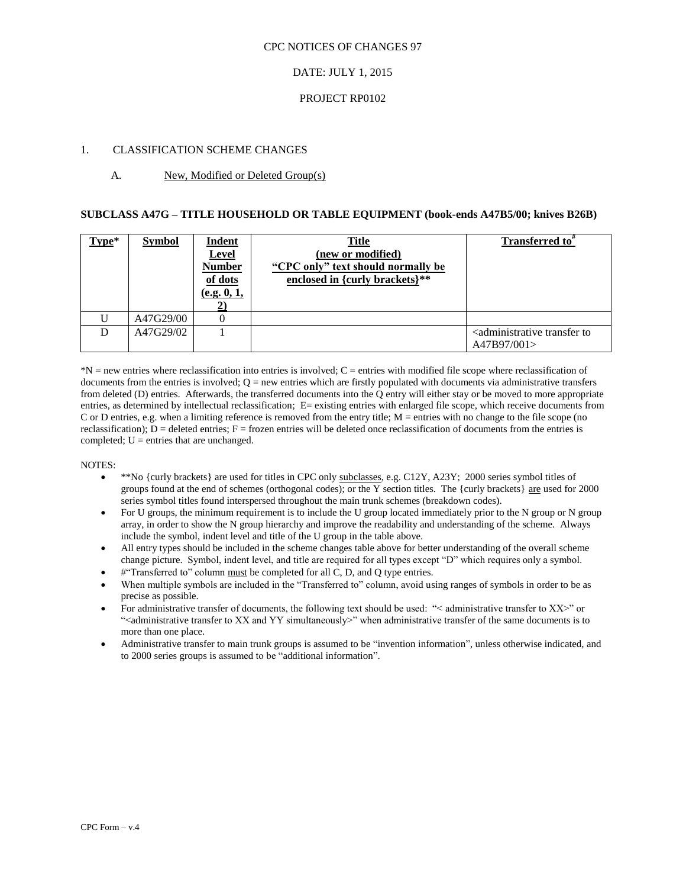CPC NOTICES OF CHANGES 97

DATE: JULY 1, 2015

PROJECT RP0102

1. CLASSIFICATION SCHEME CHANGES

A. New, Modified or Deleted Group(s)

**SUBCLASS A47G – TITLE HOUSEHOLD OR TABLE EQUIPMENT (book-ends A47B5/00; knives B26B)**

| Type* | Symbol | Indent Level Number of dots (e.g. 0, 1, 2) | Title (new or modified) "CPC only" text should normally be enclosed in {curly brackets}** | Transferred to# |
|---|---|---|---|---|
| U | A47G29/00 | 0 | | |
| D | A47G29/02 | 1 | | <administrative transfer to A47B97/001> |

*N = new entries where reclassification into entries is involved; C = entries with modified file scope where reclassification of documents from the entries is involved; Q = new entries which are firstly populated with documents via administrative transfers from deleted (D) entries. Afterwards, the transferred documents into the Q entry will either stay or be moved to more appropriate entries, as determined by intellectual reclassification; E= existing entries with enlarged file scope, which receive documents from C or D entries, e.g. when a limiting reference is removed from the entry title; M = entries with no change to the file scope (no reclassification); D = deleted entries; F = frozen entries will be deleted once reclassification of documents from the entries is completed; U = entries that are unchanged.

NOTES:

- **No {curly brackets} are used for titles in CPC only subclasses, e.g. C12Y, A23Y; 2000 series symbol titles of groups found at the end of schemes (orthogonal codes); or the Y section titles. The {curly brackets} are used for 2000 series symbol titles found interspersed throughout the main trunk schemes (breakdown codes).
- For U groups, the minimum requirement is to include the U group located immediately prior to the N group or N group array, in order to show the N group hierarchy and improve the readability and understanding of the scheme. Always include the symbol, indent level and title of the U group in the table above.
- All entry types should be included in the scheme changes table above for better understanding of the overall scheme change picture. Symbol, indent level, and title are required for all types except "D" which requires only a symbol.
- #"Transferred to" column must be completed for all C, D, and Q type entries.
- When multiple symbols are included in the "Transferred to" column, avoid using ranges of symbols in order to be as precise as possible.
- For administrative transfer of documents, the following text should be used: "< administrative transfer to XX>" or "<administrative transfer to XX and YY simultaneously>" when administrative transfer of the same documents is to more than one place.
- Administrative transfer to main trunk groups is assumed to be "invention information", unless otherwise indicated, and to 2000 series groups is assumed to be "additional information".

CPC Form – v.4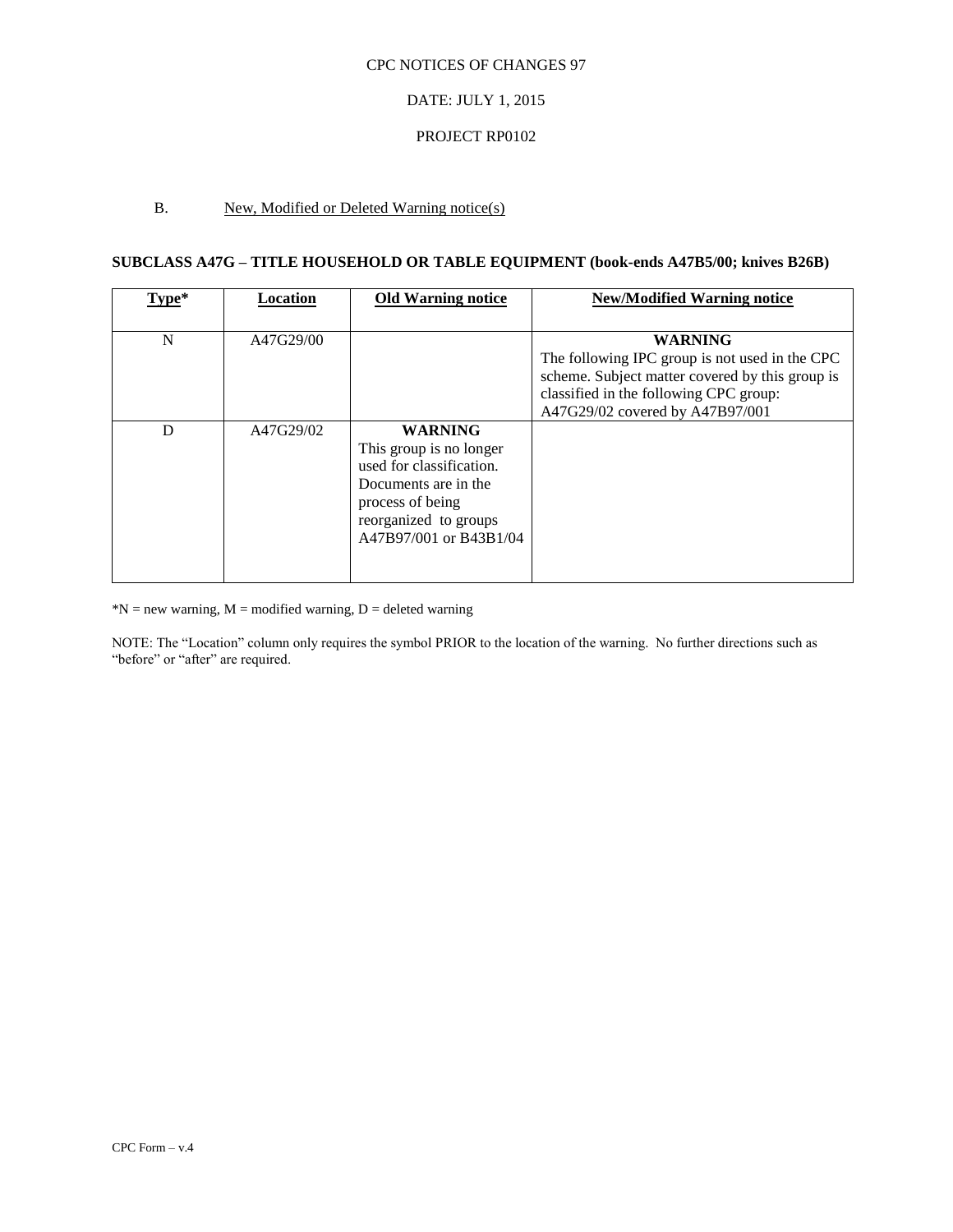CPC NOTICES OF CHANGES 97

DATE: JULY 1, 2015

PROJECT RP0102

B. New, Modified or Deleted Warning notice(s)

**SUBCLASS A47G – TITLE HOUSEHOLD OR TABLE EQUIPMENT (book-ends A47B5/00; knives B26B)**

| Type* | Location | Old Warning notice | New/Modified Warning notice |
|---|---|---|---|
| N | A47G29/00 | | **WARNING** The following IPC group is not used in the CPC scheme. Subject matter covered by this group is classified in the following CPC group: A47G29/02 covered by A47B97/001 |
| D | A47G29/02 | **WARNING** This group is no longer used for classification. Documents are in the process of being reorganized to groups A47B97/001 or B43B1/04 | |

*N = new warning, M = modified warning, D = deleted warning

NOTE: The "Location" column only requires the symbol PRIOR to the location of the warning. No further directions such as "before" or "after" are required.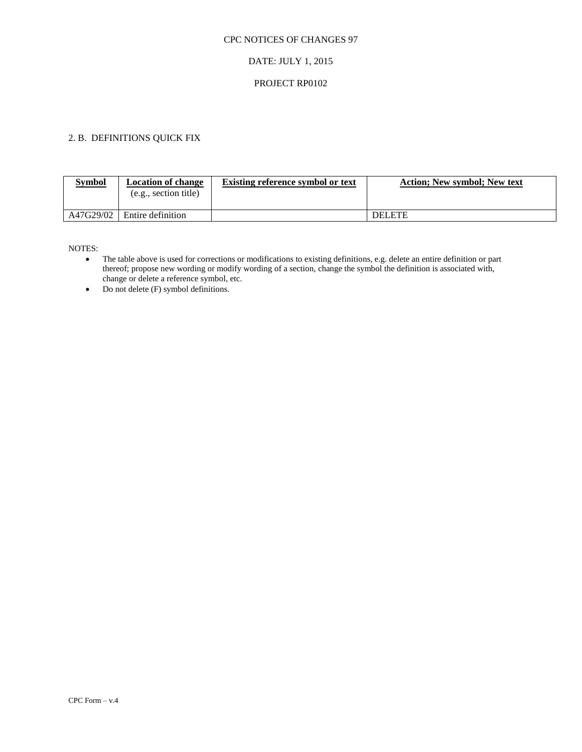CPC NOTICES OF CHANGES 97

DATE: JULY 1, 2015

PROJECT RP0102

## 2. B. DEFINITIONS QUICK FIX

| Symbol | Location of change (e.g., section title) | Existing reference symbol or text | Action; New symbol; New text |
|---|---|---|---|
| A47G29/02 | Entire definition | | DELETE |

NOTES:

- The table above is used for corrections or modifications to existing definitions, e.g. delete an entire definition or part thereof; propose new wording or modify wording of a section, change the symbol the definition is associated with, change or delete a reference symbol, etc.
- Do not delete (F) symbol definitions.

CPC Form – v.4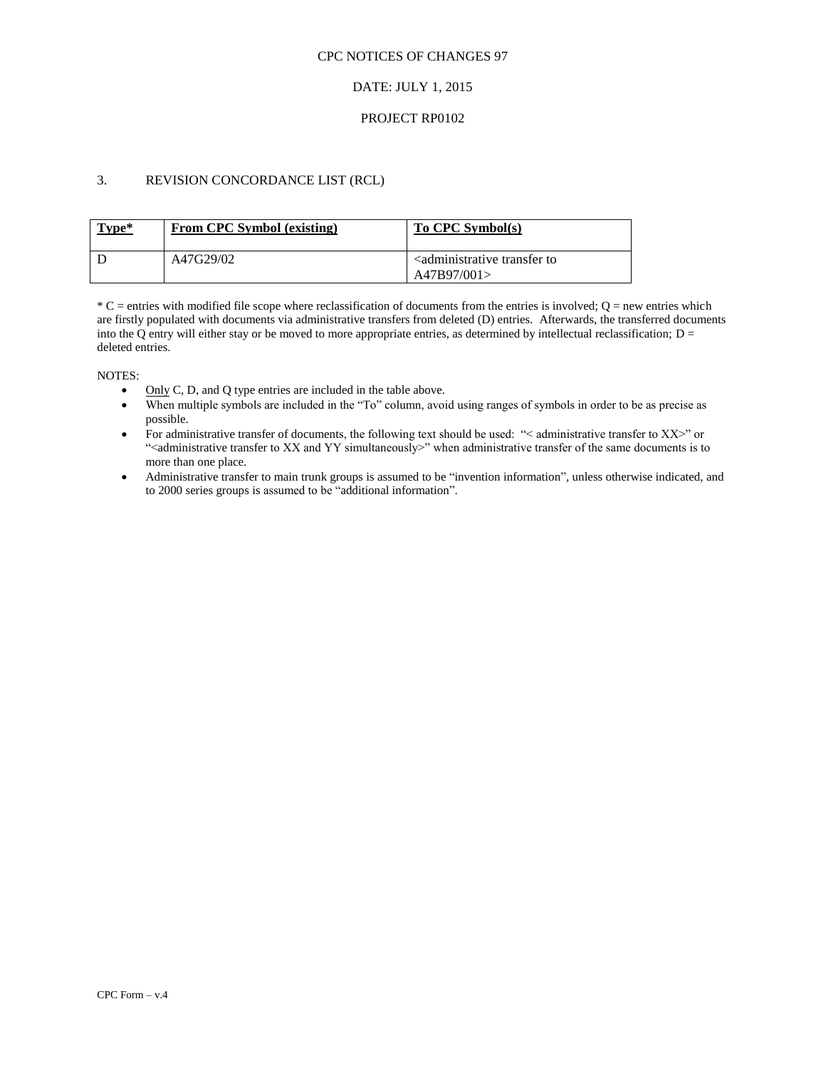CPC NOTICES OF CHANGES 97

DATE: JULY 1, 2015

PROJECT RP0102

## 3. REVISION CONCORDANCE LIST (RCL)

| Type* | From CPC Symbol (existing) | To CPC Symbol(s) |
|---|---|---|
| D | A47G29/02 | <administrative transfer to A47B97/001> |

* C = entries with modified file scope where reclassification of documents from the entries is involved; Q = new entries which are firstly populated with documents via administrative transfers from deleted (D) entries. Afterwards, the transferred documents into the Q entry will either stay or be moved to more appropriate entries, as determined by intellectual reclassification; D = deleted entries.

NOTES:

- Only C, D, and Q type entries are included in the table above.
- When multiple symbols are included in the "To" column, avoid using ranges of symbols in order to be as precise as possible.
- For administrative transfer of documents, the following text should be used: "< administrative transfer to XX>" or "<administrative transfer to XX and YY simultaneously>" when administrative transfer of the same documents is to more than one place.
- Administrative transfer to main trunk groups is assumed to be "invention information", unless otherwise indicated, and to 2000 series groups is assumed to be "additional information".

CPC Form – v.4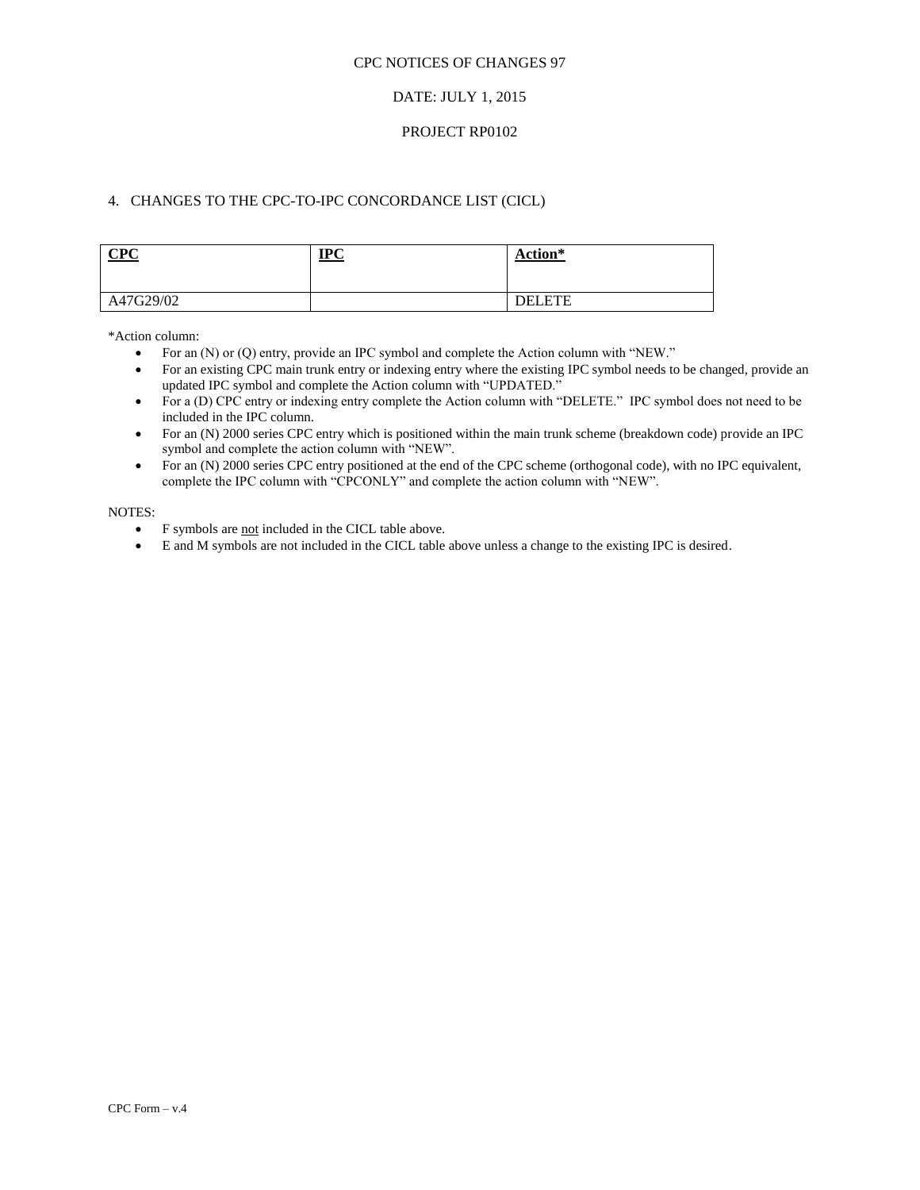CPC NOTICES OF CHANGES 97

DATE: JULY 1, 2015

PROJECT RP0102

4. CHANGES TO THE CPC-TO-IPC CONCORDANCE LIST (CICL)

| CPC | IPC | Action* |
|---|---|---|
| A47G29/02 | | DELETE |

*Action column:

- For an (N) or (Q) entry, provide an IPC symbol and complete the Action column with "NEW."
- For an existing CPC main trunk entry or indexing entry where the existing IPC symbol needs to be changed, provide an updated IPC symbol and complete the Action column with "UPDATED."
- For a (D) CPC entry or indexing entry complete the Action column with "DELETE." IPC symbol does not need to be included in the IPC column.
- For an (N) 2000 series CPC entry which is positioned within the main trunk scheme (breakdown code) provide an IPC symbol and complete the action column with "NEW".
- For an (N) 2000 series CPC entry positioned at the end of the CPC scheme (orthogonal code), with no IPC equivalent, complete the IPC column with "CPCONLY" and complete the action column with "NEW".

NOTES:

- F symbols are not included in the CICL table above.
- E and M symbols are not included in the CICL table above unless a change to the existing IPC is desired.

CPC Form – v.4